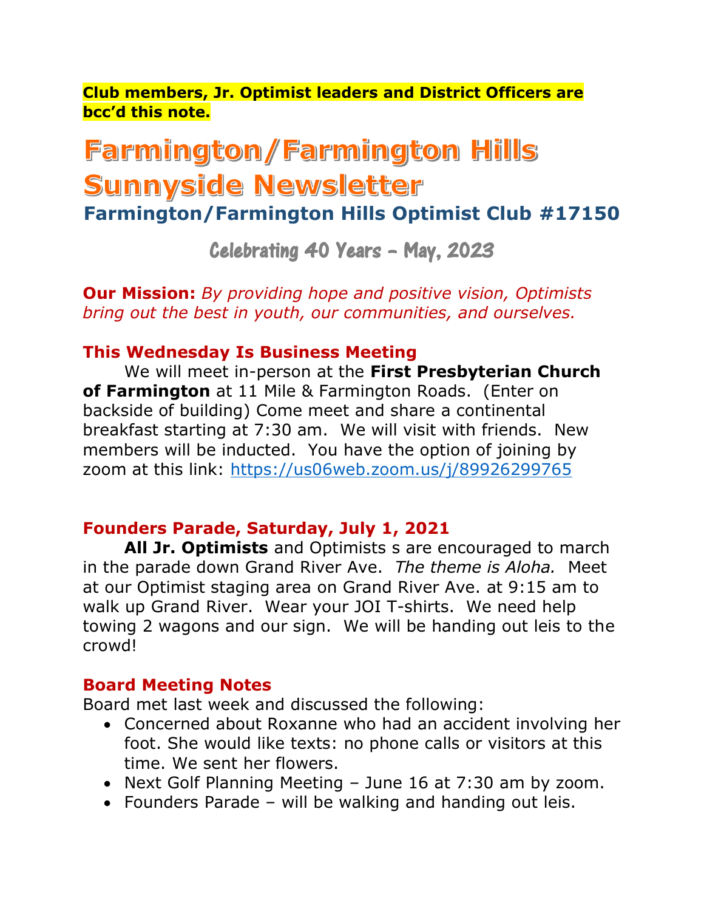**Club members, Jr. Optimist leaders and District Officers are bcc'd this note.**

# Farmington/Farmington Hills Sunnyside Newsletter

## Farmington/Farmington Hills Optimist Club #17150

### Celebrating 40 Years – May, 2023

**Our Mission:** *By providing hope and positive vision, Optimists bring out the best in youth, our communities, and ourselves.*

### This Wednesday Is Business Meeting

We will meet in-person at the **First Presbyterian Church of Farmington** at 11 Mile & Farmington Roads. (Enter on backside of building) Come meet and share a continental breakfast starting at 7:30 am. We will visit with friends. New members will be inducted. You have the option of joining by zoom at this link: https://us06web.zoom.us/j/89926299765

### Founders Parade, Saturday, July 1, 2021

**All Jr. Optimists** and Optimists s are encouraged to march in the parade down Grand River Ave. *The theme is Aloha.* Meet at our Optimist staging area on Grand River Ave. at 9:15 am to walk up Grand River. Wear your JOI T-shirts. We need help towing 2 wagons and our sign. We will be handing out leis to the crowd!

### Board Meeting Notes

Board met last week and discussed the following:

- Concerned about Roxanne who had an accident involving her foot. She would like texts: no phone calls or visitors at this time. We sent her flowers.
- Next Golf Planning Meeting – June 16 at 7:30 am by zoom.
- Founders Parade – will be walking and handing out leis.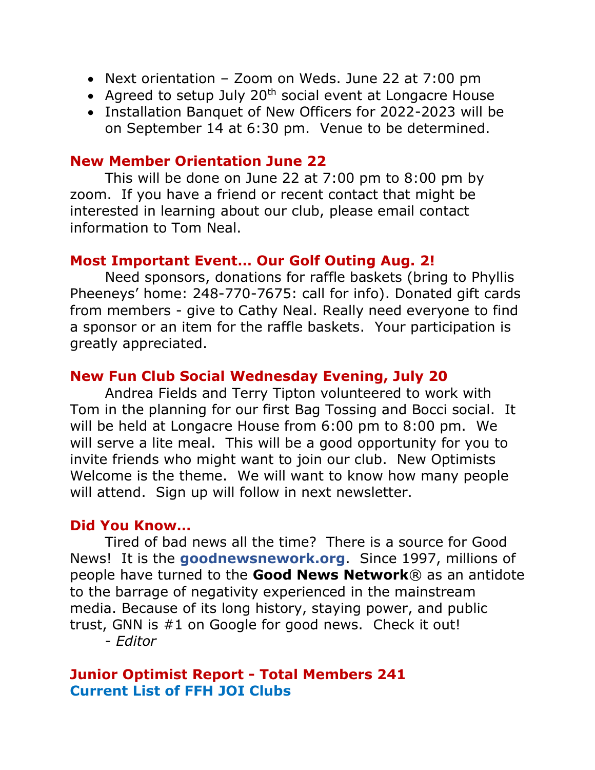- Next orientation – Zoom on Weds. June 22 at 7:00 pm
- Agreed to setup July 20th social event at Longacre House
- Installation Banquet of New Officers for 2022-2023 will be on September 14 at 6:30 pm. Venue to be determined.

## New Member Orientation June 22

This will be done on June 22 at 7:00 pm to 8:00 pm by zoom. If you have a friend or recent contact that might be interested in learning about our club, please email contact information to Tom Neal.

## Most Important Event… Our Golf Outing Aug. 2!

Need sponsors, donations for raffle baskets (bring to Phyllis Pheeneys' home: 248-770-7675: call for info). Donated gift cards from members - give to Cathy Neal. Really need everyone to find a sponsor or an item for the raffle baskets. Your participation is greatly appreciated.

## New Fun Club Social Wednesday Evening, July 20

Andrea Fields and Terry Tipton volunteered to work with Tom in the planning for our first Bag Tossing and Bocci social. It will be held at Longacre House from 6:00 pm to 8:00 pm. We will serve a lite meal. This will be a good opportunity for you to invite friends who might want to join our club. New Optimists Welcome is the theme. We will want to know how many people will attend. Sign up will follow in next newsletter.

## Did You Know…

Tired of bad news all the time? There is a source for Good News! It is the **goodnewsnework.org**. Since 1997, millions of people have turned to the **Good News Network**® as an antidote to the barrage of negativity experienced in the mainstream media. Because of its long history, staying power, and public trust, GNN is #1 on Google for good news. Check it out!

- *Editor*

## Junior Optimist Report - Total Members 241

### Current List of FFH JOI Clubs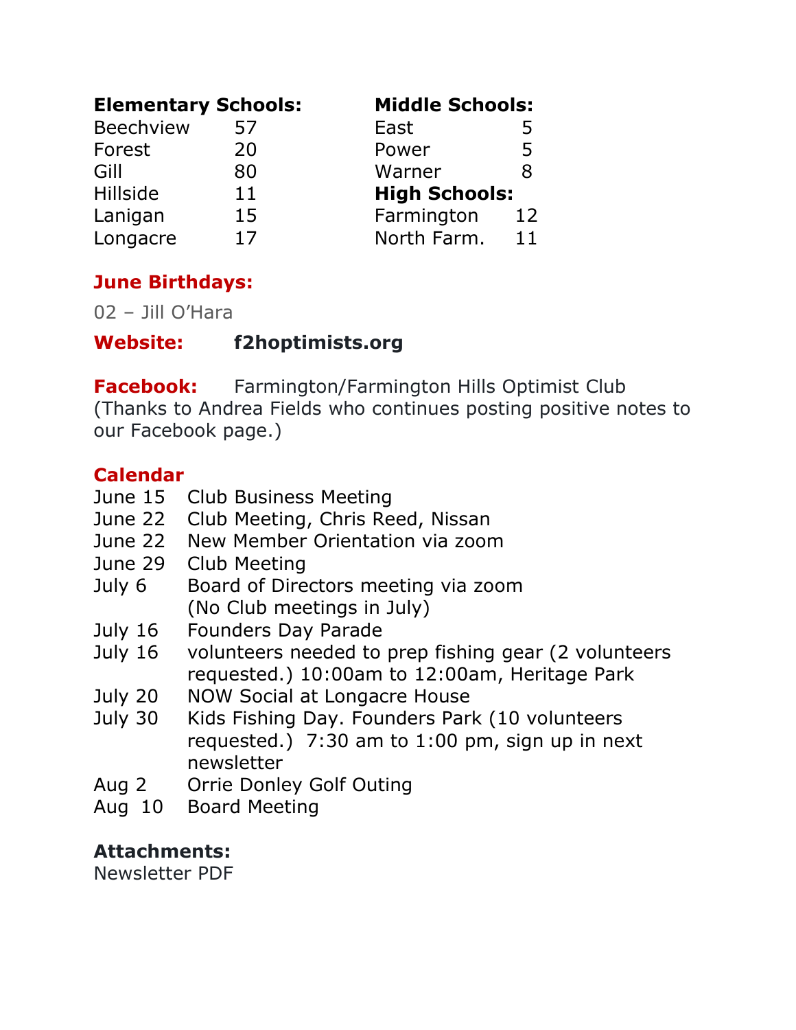**Elementary Schools:**

| | |
|---|---|
| Beechview | 57 |
| Forest | 20 |
| Gill | 80 |
| Hillside | 11 |
| Lanigan | 15 |
| Longacre | 17 |

**Middle Schools:**

| | |
|---|---|
| East | 5 |
| Power | 5 |
| Warner | 8 |

**High Schools:**

| | |
|---|---|
| Farmington | 12 |
| North Farm. | 11 |

**June Birthdays:**

02 – Jill O'Hara

**Website:** **f2hoptimists.org**

**Facebook:** Farmington/Farmington Hills Optimist Club (Thanks to Andrea Fields who continues posting positive notes to our Facebook page.)

**Calendar**

| | |
|---|---|
| June 15 | Club Business Meeting |
| June 22 | Club Meeting, Chris Reed, Nissan |
| June 22 | New Member Orientation via zoom |
| June 29 | Club Meeting |
| July 6 | Board of Directors meeting via zoom (No Club meetings in July) |
| July 16 | Founders Day Parade |
| July 16 | volunteers needed to prep fishing gear (2 volunteers requested.) 10:00am to 12:00am, Heritage Park |
| July 20 | NOW Social at Longacre House |
| July 30 | Kids Fishing Day. Founders Park (10 volunteers requested.) 7:30 am to 1:00 pm, sign up in next newsletter |
| Aug 2 | Orrie Donley Golf Outing |
| Aug 10 | Board Meeting |

**Attachments:**

Newsletter PDF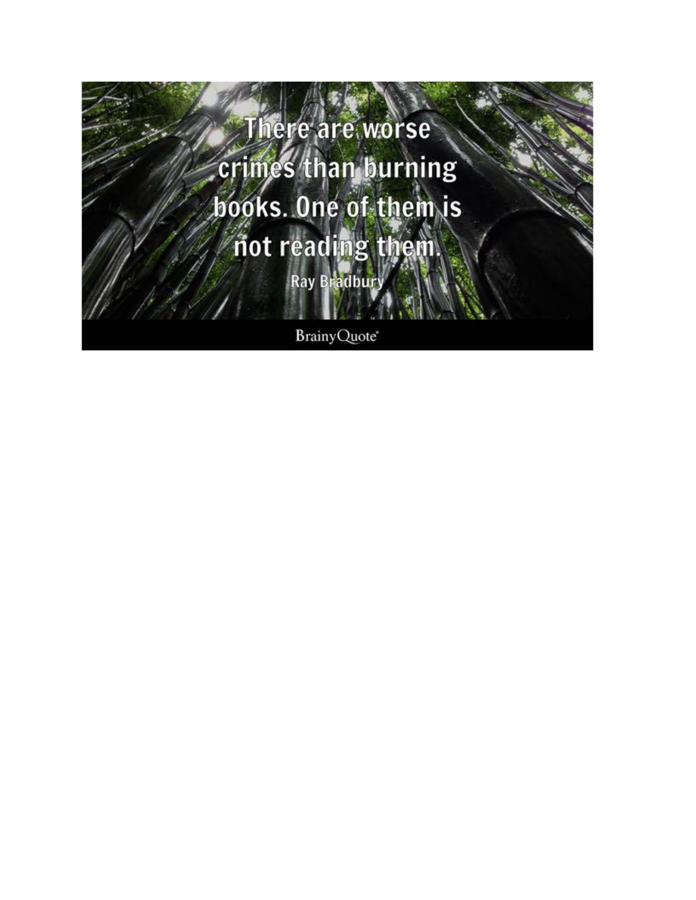There are worse crimes than burning books. One of them is not reading them.

Ray Bradbury

BrainyQuote